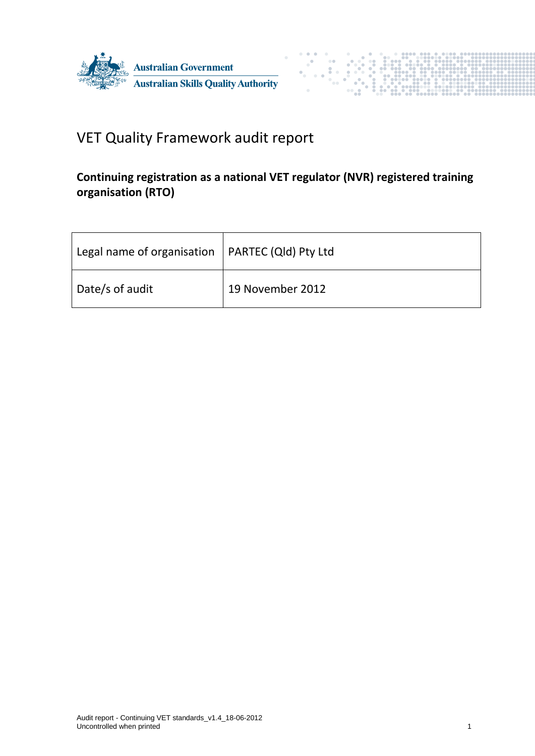Australian Government
Australian Skills Quality Authority

# VET Quality Framework audit report

## Continuing registration as a national VET regulator (NVR) registered training organisation (RTO)

| Legal name of organisation | PARTEC (Qld) Pty Ltd |
|---|---|
| Date/s of audit | 19 November 2012 |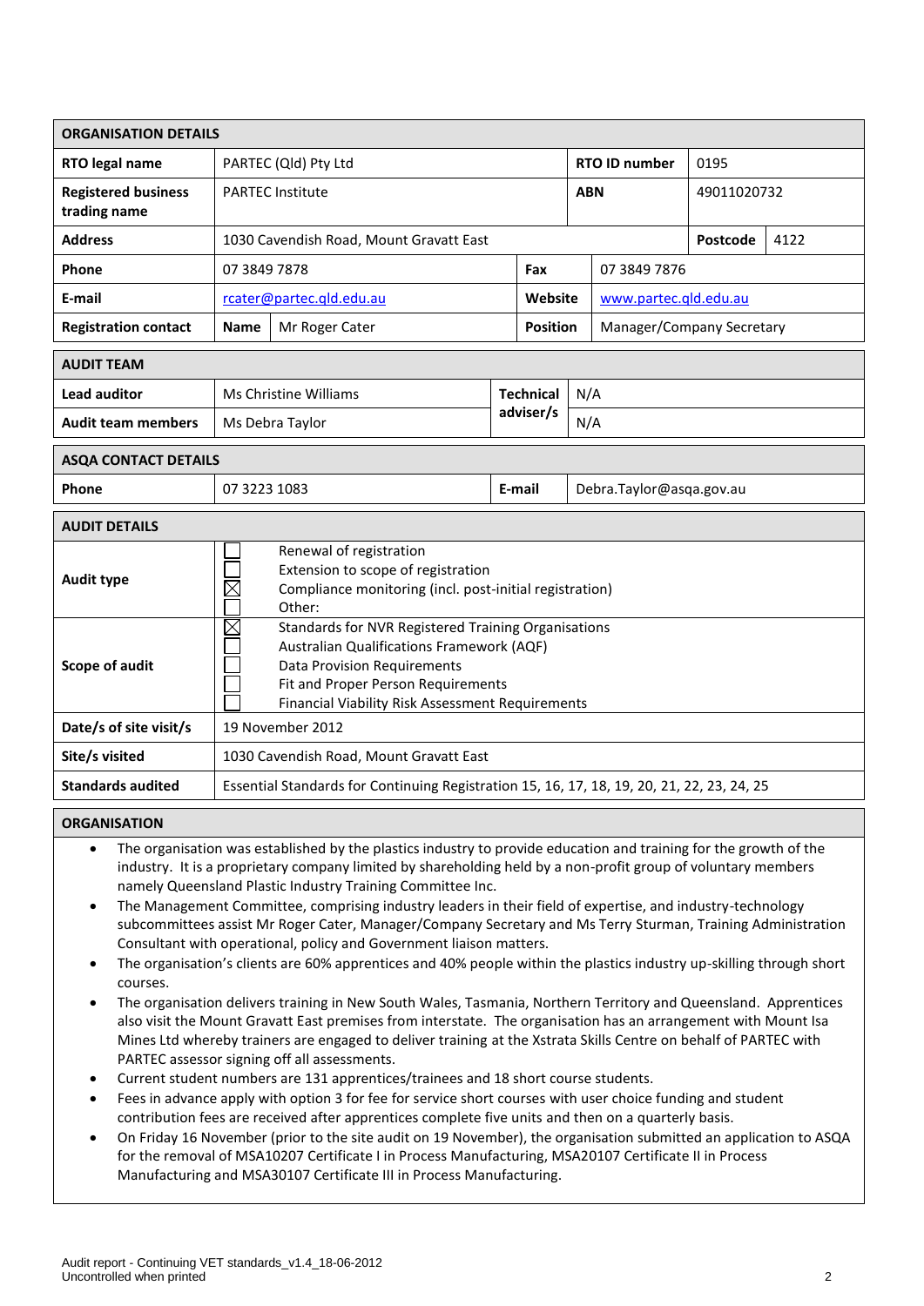## ORGANISATION DETAILS

| | | | |
|---|---|---|---|
| **RTO legal name** | PARTEC (Qld) Pty Ltd | **RTO ID number** | 0195 |
| **Registered business trading name** | PARTEC Institute | **ABN** | 49011020732 |
| **Address** | 1030 Cavendish Road, Mount Gravatt East | **Postcode** | 4122 |
| **Phone** | 07 3849 7878 | **Fax** | 07 3849 7876 |
| **E-mail** | rcater@partec.qld.edu.au | **Website** | www.partec.qld.edu.au |
| **Registration contact** | **Name** Mr Roger Cater | **Position** | Manager/Company Secretary |

## AUDIT TEAM

| | | | |
|---|---|---|---|
| **Lead auditor** | Ms Christine Williams | **Technical adviser/s** | N/A |
| **Audit team members** | Ms Debra Taylor | | N/A |

## ASQA CONTACT DETAILS

| | | | |
|---|---|---|---|
| **Phone** | 07 3223 1083 | **E-mail** | Debra.Taylor@asqa.gov.au |

## AUDIT DETAILS

| | |
|---|---|
| **Audit type** | ☐ Renewal of registration<br>☐ Extension to scope of registration<br>☒ Compliance monitoring (incl. post-initial registration)<br>☐ Other: |
| **Scope of audit** | ☒ Standards for NVR Registered Training Organisations<br>☐ Australian Qualifications Framework (AQF)<br>☐ Data Provision Requirements<br>☐ Fit and Proper Person Requirements<br>☐ Financial Viability Risk Assessment Requirements |
| **Date/s of site visit/s** | 19 November 2012 |
| **Site/s visited** | 1030 Cavendish Road, Mount Gravatt East |
| **Standards audited** | Essential Standards for Continuing Registration 15, 16, 17, 18, 19, 20, 21, 22, 23, 24, 25 |

## ORGANISATION

- The organisation was established by the plastics industry to provide education and training for the growth of the industry. It is a proprietary company limited by shareholding held by a non-profit group of voluntary members namely Queensland Plastic Industry Training Committee Inc.
- The Management Committee, comprising industry leaders in their field of expertise, and industry-technology subcommittees assist Mr Roger Cater, Manager/Company Secretary and Ms Terry Sturman, Training Administration Consultant with operational, policy and Government liaison matters.
- The organisation's clients are 60% apprentices and 40% people within the plastics industry up-skilling through short courses.
- The organisation delivers training in New South Wales, Tasmania, Northern Territory and Queensland. Apprentices also visit the Mount Gravatt East premises from interstate. The organisation has an arrangement with Mount Isa Mines Ltd whereby trainers are engaged to deliver training at the Xstrata Skills Centre on behalf of PARTEC with PARTEC assessor signing off all assessments.
- Current student numbers are 131 apprentices/trainees and 18 short course students.
- Fees in advance apply with option 3 for fee for service short courses with user choice funding and student contribution fees are received after apprentices complete five units and then on a quarterly basis.
- On Friday 16 November (prior to the site audit on 19 November), the organisation submitted an application to ASQA for the removal of MSA10207 Certificate I in Process Manufacturing, MSA20107 Certificate II in Process Manufacturing and MSA30107 Certificate III in Process Manufacturing.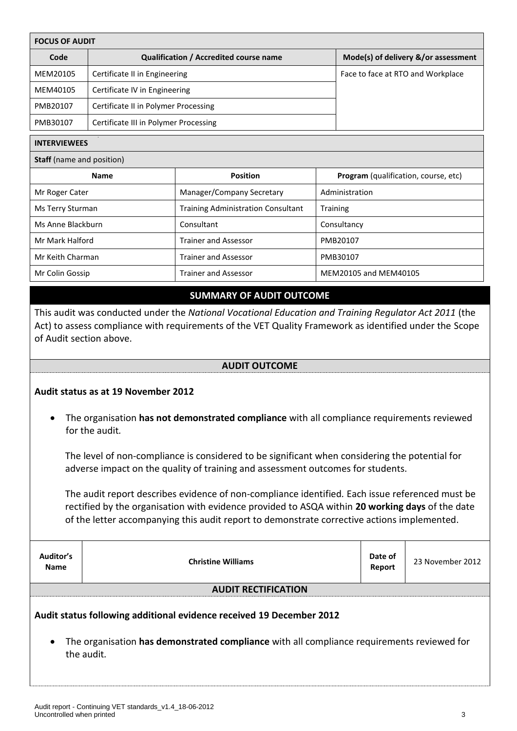| FOCUS OF AUDIT | | |
|---|---|---|
| **Code** | **Qualification / Accredited course name** | **Mode(s) of delivery &/or assessment** |
| MEM20105 | Certificate II in Engineering | Face to face at RTO and Workplace |
| MEM40105 | Certificate IV in Engineering | |
| PMB20107 | Certificate II in Polymer Processing | |
| PMB30107 | Certificate III in Polymer Processing | |

**INTERVIEWEES**

**Staff** (name and position)

| Name | Position | **Program** (qualification, course, etc) |
|---|---|---|
| Mr Roger Cater | Manager/Company Secretary | Administration |
| Ms Terry Sturman | Training Administration Consultant | Training |
| Ms Anne Blackburn | Consultant | Consultancy |
| Mr Mark Halford | Trainer and Assessor | PMB20107 |
| Mr Keith Charman | Trainer and Assessor | PMB30107 |
| Mr Colin Gossip | Trainer and Assessor | MEM20105 and MEM40105 |

## SUMMARY OF AUDIT OUTCOME

This audit was conducted under the *National Vocational Education and Training Regulator Act 2011* (the Act) to assess compliance with requirements of the VET Quality Framework as identified under the Scope of Audit section above.

## AUDIT OUTCOME

**Audit status as at 19 November 2012**

- The organisation **has not demonstrated compliance** with all compliance requirements reviewed for the audit.

  The level of non-compliance is considered to be significant when considering the potential for adverse impact on the quality of training and assessment outcomes for students.

  The audit report describes evidence of non-compliance identified. Each issue referenced must be rectified by the organisation with evidence provided to ASQA within **20 working days** of the date of the letter accompanying this audit report to demonstrate corrective actions implemented.

| Auditor's Name | Christine Williams | Date of Report | 23 November 2012 |
|---|---|---|---|

## AUDIT RECTIFICATION

**Audit status following additional evidence received 19 December 2012**

- The organisation **has demonstrated compliance** with all compliance requirements reviewed for the audit.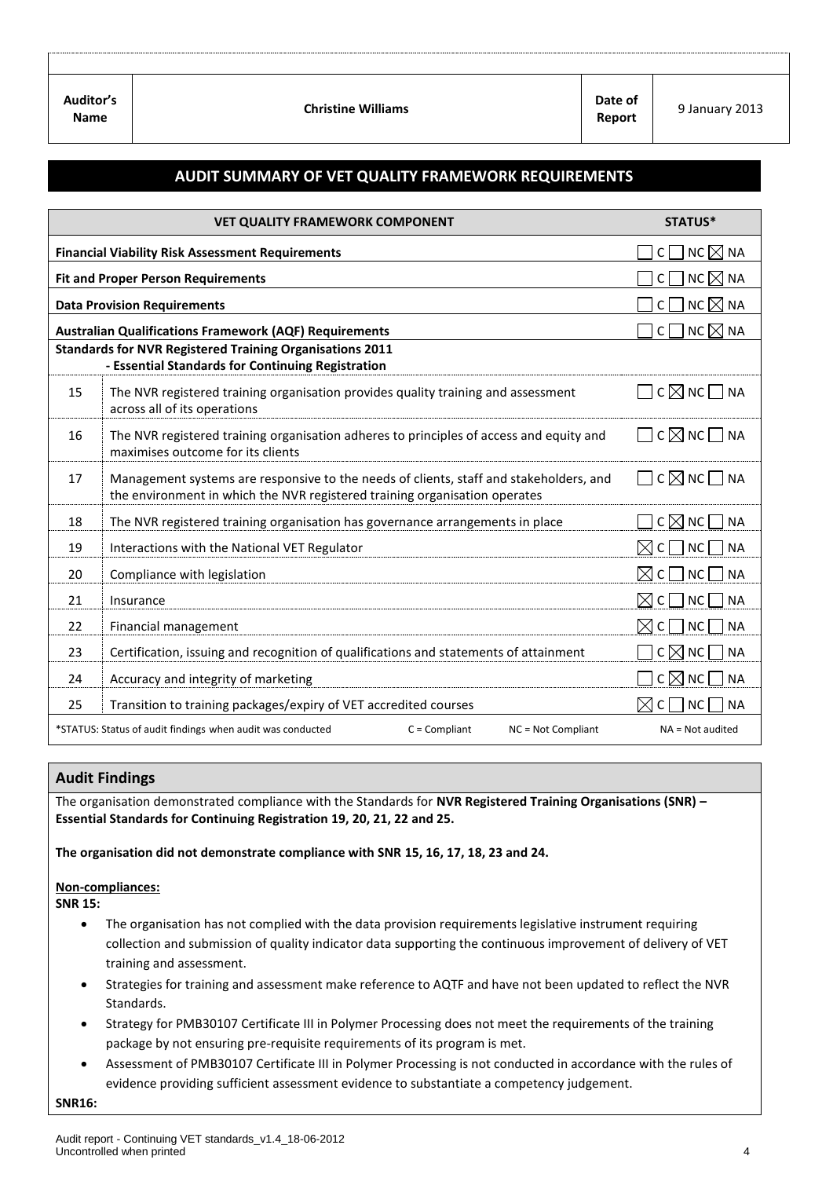| Auditor's Name | Christine Williams | Date of Report | 9 January 2013 |
|---|---|---|---|

## AUDIT SUMMARY OF VET QUALITY FRAMEWORK REQUIREMENTS

| | VET QUALITY FRAMEWORK COMPONENT | STATUS* |
|---|---|---|
| | **Financial Viability Risk Assessment Requirements** | ☐ C ☐ NC ☒ NA |
| | **Fit and Proper Person Requirements** | ☐ C ☐ NC ☒ NA |
| | **Data Provision Requirements** | ☐ C ☐ NC ☒ NA |
| | **Australian Qualifications Framework (AQF) Requirements** | ☐ C ☐ NC ☒ NA |
| | **Standards for NVR Registered Training Organisations 2011 - Essential Standards for Continuing Registration** | |
| 15 | The NVR registered training organisation provides quality training and assessment across all of its operations | ☐ C ☒ NC ☐ NA |
| 16 | The NVR registered training organisation adheres to principles of access and equity and maximises outcome for its clients | ☐ C ☒ NC ☐ NA |
| 17 | Management systems are responsive to the needs of clients, staff and stakeholders, and the environment in which the NVR registered training organisation operates | ☐ C ☒ NC ☐ NA |
| 18 | The NVR registered training organisation has governance arrangements in place | ☐ C ☒ NC ☐ NA |
| 19 | Interactions with the National VET Regulator | ☒ C ☐ NC ☐ NA |
| 20 | Compliance with legislation | ☒ C ☐ NC ☐ NA |
| 21 | Insurance | ☒ C ☐ NC ☐ NA |
| 22 | Financial management | ☒ C ☐ NC ☐ NA |
| 23 | Certification, issuing and recognition of qualifications and statements of attainment | ☐ C ☒ NC ☐ NA |
| 24 | Accuracy and integrity of marketing | ☐ C ☒ NC ☐ NA |
| 25 | Transition to training packages/expiry of VET accredited courses | ☒ C ☐ NC ☐ NA |

*STATUS: Status of audit findings when audit was conducted C = Compliant NC = Not Compliant NA = Not audited

## Audit Findings

The organisation demonstrated compliance with the Standards for **NVR Registered Training Organisations (SNR) – Essential Standards for Continuing Registration 19, 20, 21, 22 and 25.**

**The organisation did not demonstrate compliance with SNR 15, 16, 17, 18, 23 and 24.**

**Non-compliances:**

**SNR 15:**

- The organisation has not complied with the data provision requirements legislative instrument requiring collection and submission of quality indicator data supporting the continuous improvement of delivery of VET training and assessment.
- Strategies for training and assessment make reference to AQTF and have not been updated to reflect the NVR Standards.
- Strategy for PMB30107 Certificate III in Polymer Processing does not meet the requirements of the training package by not ensuring pre-requisite requirements of its program is met.
- Assessment of PMB30107 Certificate III in Polymer Processing is not conducted in accordance with the rules of evidence providing sufficient assessment evidence to substantiate a competency judgement.

**SNR16:**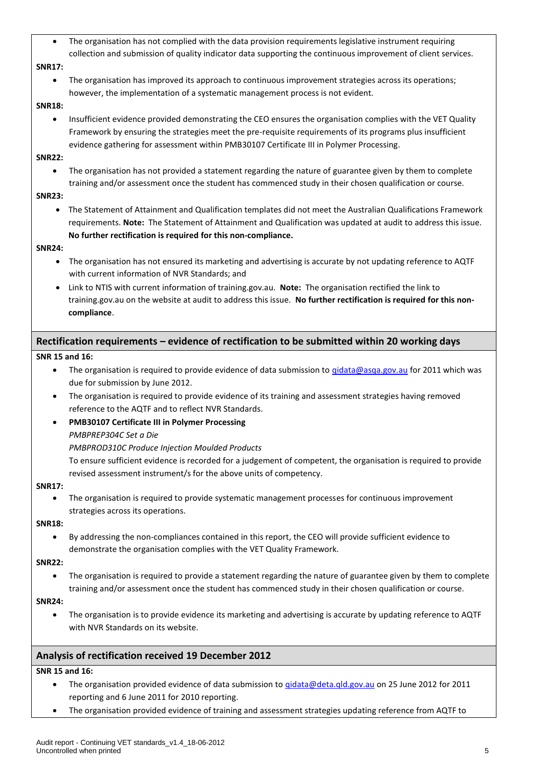- The organisation has not complied with the data provision requirements legislative instrument requiring collection and submission of quality indicator data supporting the continuous improvement of client services.

**SNR17:**

- The organisation has improved its approach to continuous improvement strategies across its operations; however, the implementation of a systematic management process is not evident.

**SNR18:**

- Insufficient evidence provided demonstrating the CEO ensures the organisation complies with the VET Quality Framework by ensuring the strategies meet the pre-requisite requirements of its programs plus insufficient evidence gathering for assessment within PMB30107 Certificate III in Polymer Processing.

**SNR22:**

- The organisation has not provided a statement regarding the nature of guarantee given by them to complete training and/or assessment once the student has commenced study in their chosen qualification or course.

**SNR23:**

- The Statement of Attainment and Qualification templates did not meet the Australian Qualifications Framework requirements. **Note:** The Statement of Attainment and Qualification was updated at audit to address this issue. **No further rectification is required for this non-compliance.**

**SNR24:**

- The organisation has not ensured its marketing and advertising is accurate by not updating reference to AQTF with current information of NVR Standards; and
- Link to NTIS with current information of training.gov.au. **Note:** The organisation rectified the link to training.gov.au on the website at audit to address this issue. **No further rectification is required for this non-compliance**.

## Rectification requirements – evidence of rectification to be submitted within 20 working days

**SNR 15 and 16:**

- The organisation is required to provide evidence of data submission to qidata@asqa.gov.au for 2011 which was due for submission by June 2012.
- The organisation is required to provide evidence of its training and assessment strategies having removed reference to the AQTF and to reflect NVR Standards.
- **PMB30107 Certificate III in Polymer Processing**
  *PMBPREP304C Set a Die*
  *PMBPROD310C Produce Injection Moulded Products*
  To ensure sufficient evidence is recorded for a judgement of competent, the organisation is required to provide revised assessment instrument/s for the above units of competency.

**SNR17:**

- The organisation is required to provide systematic management processes for continuous improvement strategies across its operations.

**SNR18:**

- By addressing the non-compliances contained in this report, the CEO will provide sufficient evidence to demonstrate the organisation complies with the VET Quality Framework.

**SNR22:**

- The organisation is required to provide a statement regarding the nature of guarantee given by them to complete training and/or assessment once the student has commenced study in their chosen qualification or course.

**SNR24:**

- The organisation is to provide evidence its marketing and advertising is accurate by updating reference to AQTF with NVR Standards on its website.

## Analysis of rectification received 19 December 2012

**SNR 15 and 16:**

- The organisation provided evidence of data submission to qidata@deta.qld.gov.au on 25 June 2012 for 2011 reporting and 6 June 2011 for 2010 reporting.
- The organisation provided evidence of training and assessment strategies updating reference from AQTF to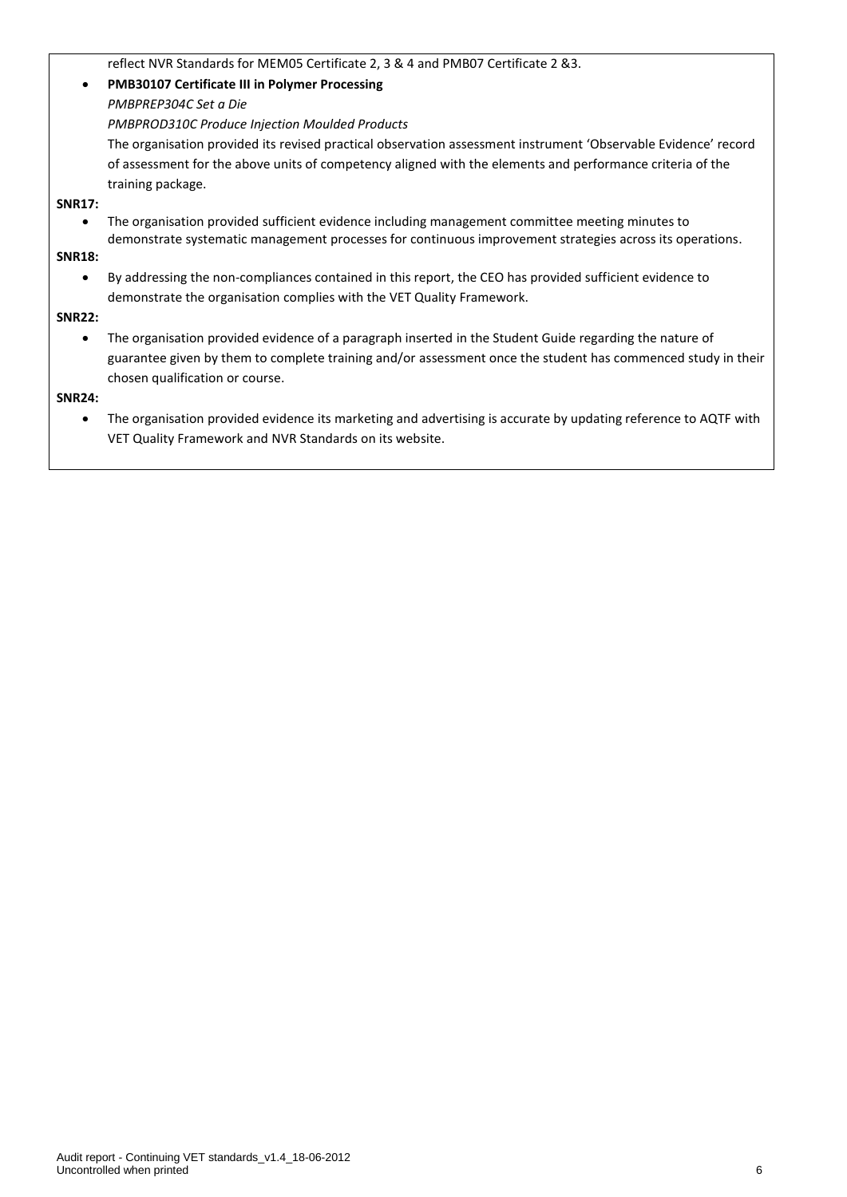reflect NVR Standards for MEM05 Certificate 2, 3 & 4 and PMB07 Certificate 2 &3.

- **PMB30107 Certificate III in Polymer Processing**
  *PMBPREP304C Set a Die*
  *PMBPROD310C Produce Injection Moulded Products*
  The organisation provided its revised practical observation assessment instrument 'Observable Evidence' record of assessment for the above units of competency aligned with the elements and performance criteria of the training package.

**SNR17:**

- The organisation provided sufficient evidence including management committee meeting minutes to demonstrate systematic management processes for continuous improvement strategies across its operations.

**SNR18:**

- By addressing the non-compliances contained in this report, the CEO has provided sufficient evidence to demonstrate the organisation complies with the VET Quality Framework.

**SNR22:**

- The organisation provided evidence of a paragraph inserted in the Student Guide regarding the nature of guarantee given by them to complete training and/or assessment once the student has commenced study in their chosen qualification or course.

**SNR24:**

- The organisation provided evidence its marketing and advertising is accurate by updating reference to AQTF with VET Quality Framework and NVR Standards on its website.